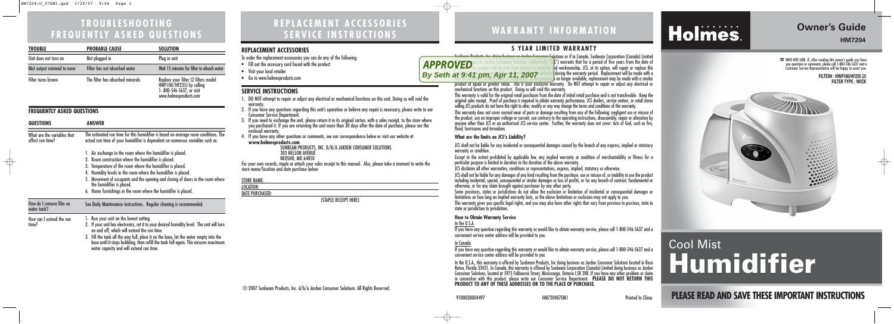# TROUBLESHOOTING FREQUENTLY ASKED QUESTIONS

| TROUBLE | PROBABLE CAUSE | SOLUTION |
|---|---|---|
| Unit does not turn on | Not plugged in | Plug in unit |
| Mist output minimal to none | Filter has not absorbed water | Wait 15 minutes for filter to absorb water |
| Filter turns brown | The filter has absorbed minerals | Replace your filter (2 filters model HWF100/HF235) by calling 1- 800-546-5637, or visit *www.holmesproducts.com* |

## FREQUENTLY ASKED QUESTIONS

| QUESTIONS | ANSWER |
|---|---|
| What are the variables that affect run time? | The estimated run time for this humidifier is based on average room conditions. The actual run time of your humidifier is dependent on numerous variables such as: 1. Air exchange in the room where the humidifier is placed. 2. Room construction where the humidifier is placed. 3. Temperature of the room where the humidifier is placed. 4. Humidity levels in the room where the humidifier is placed. 5. Movement of occupants and the opening and closing of doors in the room where the humidifier is placed. 6. Home furnishings in the room where the humidifier is placed. |
| How do I remove film on water tank? | See Daily Maintenance instructions. Regular cleaning is recommended. |
| How can I extend the run time? | 1. Run your unit on the lowest setting. 2. If your unit has electronics, set it to your desired humidity level. The unit will turn on and off, which will extend the run time. 3. Fill the tank all the way full, place it on the base, let the water empty into the base until it stops bubbling, then refill the tank full again. This ensures maximum water capacity and will extend run time. |

# REPLACEMENT ACCESSORIES SERVICE INSTRUCTIONS

## REPLACEMENT ACCESSORIES

To order the replacement accessories you can do any of the following:

- Fill out the accessory card found with the product
- Visit your local retailer
- Go to www.holmesproducts.com

## SERVICE INSTRUCTIONS

1. DO NOT attempt to repair or adjust any electrical or mechanical functions on this unit. Doing so will void the warranty.
2. If you have any questions regarding this unit's operation or believe any repair is necessary, please write to our Consumer Service Department.
3. If you need to exchange the unit, please return it in its original carton, with a sales receipt, to the store where you purchased it. If you are returning the unit more than 30 days after the date of purchase, please see the enclosed warranty.
4. If you have any other questions or comments, see our correspondence below or visit our website at **www.holmesproducts.com.**

SUNBEAM PRODUCTS, INC. D/B/A JARDEN CONSUMER SOLUTIONS
303 NELSON AVENUE
NEOSHO, MO 64850

For your own records, staple or attach your sales receipt to this manual. Also, please take a moment to write the store name/location and date purchase below.

STORE NAME:
LOCATION:
DATE PURCHASED:

(STAPLE RECEIPT HERE)

© 2007 Sunbeam Products, Inc. d/b/a Jarden Consumer Solutions. All Rights Reserved.

# WARRANTY INFORMATION

## 5 YEAR LIMITED WARRANTY

APPROVED
By Seth at 9:41 pm, Apr 11, 2007

Sunbeam Products, Inc. doing business as Jarden Consumer Solutions or if in Canada, Sunbeam Corporation (Canada) Limited doing business as Jarden Consumer Solutions (collectively "JCS") warrants that for a period of five years from the date of purchase, this product will be free from defects in material and workmanship. JCS, at its option, will repair or replace this product or any component of the product found to be defective during the warranty period. Replacement will be made with a new or remanufactured product or component. If the product is no longer available, replacement may be made with a similar product of equal or greater value. This is your exclusive warranty. Do NOT attempt to repair or adjust any electrical or mechanical functions on this product. Doing so will void this warranty.

This warranty is valid for the original retail purchaser from the date of initial retail purchase and is not transferable. Keep the original sales receipt. Proof of purchase is required to obtain warranty performance. JCS dealers, service centers, or retail stores selling JCS products do not have the right to alter, modify or any way change the terms and conditions of this warranty.

This warranty does not cover normal wear of parts or damage resulting from any of the following: negligent use or misuse of the product, use on improper voltage or current, use contrary to the operating instructions, disassembly, repair or alteration by anyone other than JCS or an authorized JCS service center. Further, the warranty does not cover: Acts of God, such as fire, flood, hurricanes and tornadoes.

### What are the limits on JCS's Liability?

JCS shall not be liable for any incidental or consequential damages caused by the breach of any express, implied or statutory warranty or condition.

Except to the extent prohibited by applicable law, any implied warranty or condition of merchantability or fitness for a particular purpose is limited in duration to the duration of the above warranty.

JCS disclaims all other warranties, conditions or representations, express, implied, statutory or otherwise.

JCS shall not be liable for any damages of any kind resulting from the purchase, use or misuse of, or inability to use the product including incidental, special, consequential or similar damages or loss of profits, or for any breach of contract, fundamental or otherwise, or for any claim brought against purchaser by any other party.

Some provinces, states or jurisdictions do not allow the exclusion or limitation of incidental or consequential damages or limitations on how long an implied warranty lasts, so the above limitations or exclusion may not apply to you.

This warranty gives you specific legal rights, and you may also have other rights that vary from province to province, state to state or jurisdiction to jurisdiction.

### How to Obtain Warranty Service

In the U.S.A.

If you have any question regarding this warranty or would like to obtain warranty service, please call 1-800-546-5637 and a convenient service center address will be provided to you.

In Canada

If you have any question regarding this warranty or would like to obtain warranty service, please call 1-800-546-5637 and a convenient service center address will be provided to you.

In the U.S.A., this warranty is offered by Sunbeam Products, Inc doing business as Jarden Consumer Solutions located in Boca Raton, Florida 33431. In Canada, this warranty is offered by Sunbeam Corporation (Canada) Limited doing business as Jarden Consumer Solutions, located at 5975 Falbourne Street, Mississauga, Ontario L5R 3V8. If you have any other problem or claim in connection with this product, please write our Consumer Service Department. **PLEASE DO NOT RETURN THIS PRODUCT TO ANY OF THESE ADDRESSES OR TO THE PLACE OF PURCHASE.**

9100030004497 HM720407EM1 Printed In China

# Holmes

## Owner's Guide

**HM7204**

☎ INFO HOT-LINE: If, after reading this owner's guide you have any questions or comments, please call 1-800-546-5637 and a Customer Service Representative will be happy to assist you.

**FILTER#: HWF100/HF235 (2)**
**FILTER TYPE: WICK**

# Cool Mist Humidifier

**PLEASE READ AND SAVE THESE IMPORTANT INSTRUCTIONS**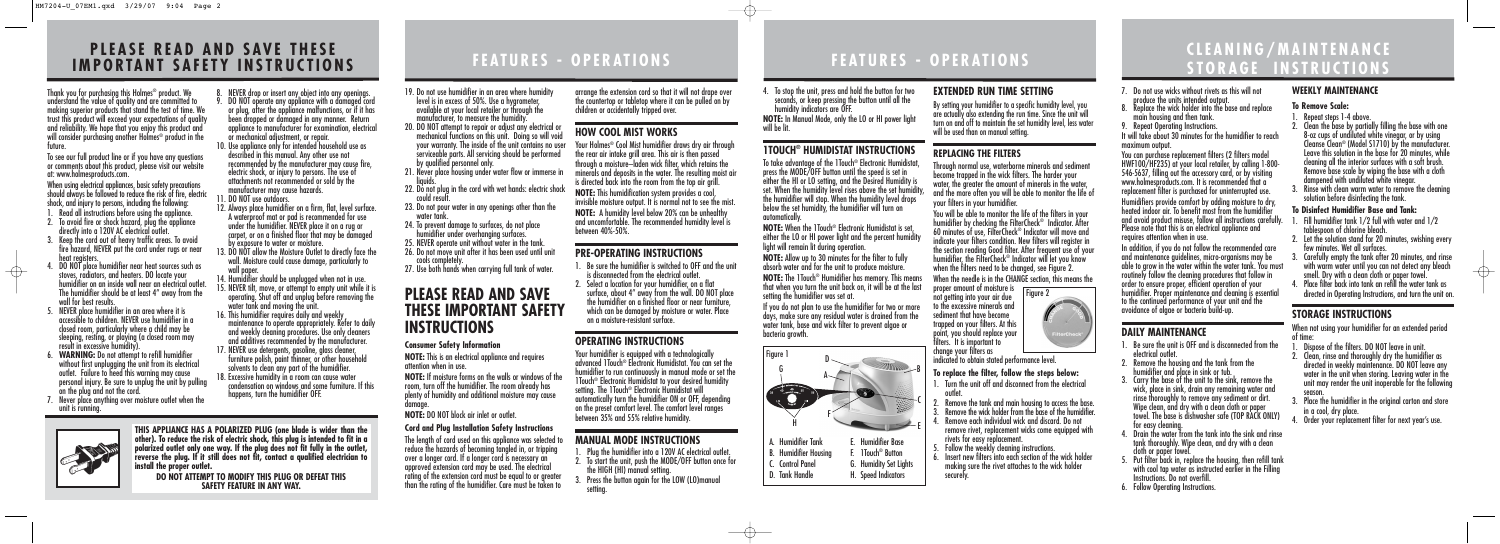# PLEASE READ AND SAVE THESE IMPORTANT SAFETY INSTRUCTIONS

Thank you for purchasing this Holmes® product. We understand the value of quality and are committed to making superior products that stand the test of time. We trust this product will exceed your expectations of quality and reliability. We hope that you enjoy this product and will consider purchasing another Holmes® product in the future.

To see our full product line or if you have any questions or comments about this product, please visit our website at: www.holmesproducts.com.

When using electrical appliances, basic safety precautions should always be followed to reduce the risk of fire, electric shock, and injury to persons, including the following:

1. Read all instructions before using the appliance.
2. To avoid fire or shock hazard, plug the appliance directly into a 120V AC electrical outlet.
3. Keep the cord out of heavy traffic areas. To avoid fire hazard, NEVER put the cord under rugs or near heat registers.
4. DO NOT place humidifier near heat sources such as stoves, radiators, and heaters. DO locate your humidifier on an inside wall near an electrical outlet. The humidifier should be at least 4" away from the wall for best results.
5. NEVER place humidifier in an area where it is accessible to children. NEVER use humidifier in a closed room, particularly where a child may be sleeping, resting, or playing (a closed room may result in excessive humidity).
6. **WARNING:** Do not attempt to refill humidifier without first unplugging the unit from its electrical outlet. Failure to heed this warning may cause personal injury. Be sure to unplug the unit by pulling on the plug and not the cord.
7. Never place anything over moisture outlet when the unit is running.
8. NEVER drop or insert any object into any openings.
9. DO NOT operate any appliance with a damaged cord or plug, after the appliance malfunctions, or if it has been dropped or damaged in any manner. Return appliance to manufacturer for examination, electrical or mechanical adjustment, or repair.
10. Use appliance only for intended household use as described in this manual. Any other use not recommended by the manufacturer may cause fire, electric shock, or injury to persons. The use of attachments not recommended or sold by the manufacturer may cause hazards.
11. DO NOT use outdoors.
12. Always place humidifier on a firm, flat, level surface. A waterproof mat or pad is recommended for use under the humidifier. NEVER place it on a rug or carpet, or on a finished floor that may be damaged by exposure to water or moisture.
13. DO NOT allow the Moisture Outlet to directly face the wall. Moisture could cause damage, particularly to wall paper.
14. Humidifier should be unplugged when not in use.
15. NEVER tilt, move, or attempt to empty unit while it is operating. Shut off and unplug before removing the water tank and moving the unit.
16. This humidifier requires daily and weekly maintenance to operate appropriately. Refer to daily and weekly cleaning procedures. Use only cleaners and additives recommended by the manufacturer.
17. NEVER use detergents, gasoline, glass cleaner, furniture polish, paint thinner, or other household solvents to clean any part of the humidifier.
18. Excessive humidity in a room can cause water condensation on windows and some furniture. If this happens, turn the humidifier OFF.

**THIS APPLIANCE HAS A POLARIZED PLUG (one blade is wider than the other). To reduce the risk of electric shock, this plug is intended to fit in a polarized outlet only one way. If the plug does not fit fully in the outlet, reverse the plug. If it still does not fit, contact a qualified electrician to install the proper outlet.**

**DO NOT ATTEMPT TO MODIFY THIS PLUG OR DEFEAT THIS SAFETY FEATURE IN ANY WAY.**

# FEATURES - OPERATIONS

19. Do not use humidifier in an area where humidity level is in excess of 50%. Use a hygrometer, available at your local retailer or through the manufacturer, to measure the humidity.
20. DO NOT attempt to repair or adjust any electrical or mechanical functions on this unit. Doing so will void your warranty. The inside of the unit contains no user serviceable parts. All servicing should be performed by qualified personnel only.
21. Never place housing under water flow or immerse in liquids.
22. Do not plug in the cord with wet hands: electric shock could result.
23. Do not pour water in any openings other than the water tank.
24. To prevent damage to surfaces, do not place humidifier under overhanging surfaces.
25. NEVER operate unit without water in the tank.
26. Do not move unit after it has been used until unit cools completely.
27. Use both hands when carrying full tank of water.

# PLEASE READ AND SAVE THESE IMPORTANT SAFETY INSTRUCTIONS

### Consumer Safety Information

**NOTE:** This is an electrical appliance and requires attention when in use.

**NOTE:** If moisture forms on the walls or windows of the room, turn off the humidifier. The room already has plenty of humidity and additional moisture may cause damage.

**NOTE:** DO NOT block air inlet or outlet.

### Cord and Plug Installation Safety Instructions

The length of cord used on this appliance was selected to reduce the hazards of becoming tangled in, or tripping over a longer cord. If a longer cord is necessary an approved extension cord may be used. The electrical rating of the extension cord must be equal to or greater than the rating of the humidifier. Care must be taken to arrange the extension cord so that it will not drape over the countertop or tabletop where it can be pulled on by children or accidentally tripped over.

## HOW COOL MIST WORKS

Your Holmes® Cool Mist humidifier draws dry air through the rear air intake grill area. This air is then passed through a moisture–laden wick filter, which retains the minerals and deposits in the water. The resulting moist air is directed back into the room from the top air grill.

**NOTE:** This humidification system provides a cool, invisible moisture output. It is normal not to see the mist.

**NOTE:** A humidity level below 20% can be unhealthy and uncomfortable. The recommended humidity level is between 40%-50%.

## PRE-OPERATING INSTRUCTIONS

1. Be sure the humidifier is switched to OFF and the unit is disconnected from the electrical outlet.
2. Select a location for your humidifier, on a flat surface, about 4" away from the wall. DO NOT place the humidifier on a finished floor or near furniture, which can be damaged by moisture or water. Place on a moisture-resistant surface.

## OPERATING INSTRUCTIONS

Your humidifier is equipped with a technologically advanced 1Touch® Electronic Humidistat. You can set the humidifier to run continuously in manual mode or set the 1Touch® Electronic Humidistat to your desired humidity setting. The 1Touch® Electronic Humidistat will automatically turn the humidifier ON or OFF, depending on the preset comfort level. The comfort level ranges between 35% and 55% relative humidity.

## MANUAL MODE INSTRUCTIONS

1. Plug the humidifier into a 120V AC electrical outlet.
2. To start the unit, push the MODE/OFF button once for the HIGH (HI) manual setting.
3. Press the button again for the LOW (LO)manual setting.

# FEATURES - OPERATIONS

4. To stop the unit, press and hold the button for two seconds, or keep pressing the button until all the humidity indicators are OFF.

**NOTE:** In Manual Mode, only the LO or HI power light will be lit.

## 1TOUCH® HUMIDISTAT INSTRUCTIONS

To take advantage of the 1Touch® Electronic Humidistat, press the MODE/OFF button until the speed is set in either the HI or LO setting, and the Desired Humidity is set. When the humidity level rises above the set humidity, the humidifier will stop. When the humidity level drops below the set humidity, the humidifier will turn on automatically.

**NOTE:** When the 1Touch® Electronic Humidistat is set, either the LO or HI power light and the percent humidity light will remain lit during operation.

**NOTE:** Allow up to 30 minutes for the filter to fully absorb water and for the unit to produce moisture.

**NOTE:** The 1Touch® Humidifier has memory. This means that when you turn the unit back on, it will be at the last setting the humidifier was set at.

If you do not plan to use the humidifier for two or more days, make sure any residual water is drained from the water tank, base and wick filter to prevent algae or bacteria growth.

Figure 1

A. Humidifier Tank
B. Humidifier Housing
C. Control Panel
D. Tank Handle
E. Humidifier Base
F. 1Touch® Button
G. Humidity Set Lights
H. Speed Indicators

## EXTENDED RUN TIME SETTING

By setting your humidifier to a specific humidity level, you are actually also extending the run time. Since the unit will turn on and off to maintain the set humidity level, less water will be used than on manual setting.

## REPLACING THE FILTERS

Through normal use, waterborne minerals and sediment become trapped in the wick filters. The harder your water, the greater the amount of minerals in the water, and the more often you will be able to monitor the life of your filters in your humidifier.

You will be able to monitor the life of the filters in your humidifier by checking the FilterCheck® Indicator. After 60 minutes of use, FilterCheck® Indicator will move and indicate your filters condition. New filters will register in the section reading Good filter. After frequent use of your humidifier, the FilterCheck® Indicator will let you know when the filters need to be changed, see Figure 2.

When the needle is in the CHANGE section, this means the proper amount of moisture is not getting into your air due to the excessive minerals and sediment that have become trapped on your filters. At this point, you should replace your filters. It is important to change your filters as indicated to obtain stated performance level.

Figure 2

### To replace the filter, follow the steps below:

1. Turn the unit off and disconnect from the electrical outlet.
2. Remove the tank and main housing to access the base.
3. Remove the wick holder from the base of the humidifier.
4. Remove each individual wick and discard. Do not remove rivet, replacement wicks come equipped with rivets for easy replacement.
5. Follow the weekly cleaning instructions.
6. Insert new filters into each section of the wick holder making sure the rivet attaches to the wick holder securely.

# CLEANING/MAINTENANCE STORAGE INSTRUCTIONS

7. Do not use wicks without rivets as this will not produce the units intended output.
8. Replace the wick holder into the base and replace main housing and then tank.
9. Repeat Operating Instructions.

It will take about 30 minutes for the humidifier to reach maximum output.

You can purchase replacement filters (2 filters model HWF100/HF235) at your local retailer, by calling 1-800-546-5637, filling out the accessory card, or by visiting www.holmesproducts.com. It is recommended that a replacement filter is purchased for uninterrupted use.

Humidifiers provide comfort by adding moisture to dry, heated indoor air. To benefit most from the humidifier and avoid product misuse, follow all instructions carefully. Please note that this is an electrical appliance and requires attention when in use.

In addition, if you do not follow the recommended care and maintenance guidelines, micro-organisms may be able to grow in the water within the water tank. You must routinely follow the cleaning procedures that follow in order to ensure proper, efficient operation of your humidifier. Proper maintenance and cleaning is essential to the continued performance of your unit and the avoidance of algae or bacteria build-up.

## DAILY MAINTENANCE

1. Be sure the unit is OFF and is disconnected from the electrical outlet.
2. Remove the housing and the tank from the humidifier and place in sink or tub.
3. Carry the base of the unit to the sink, remove the wick, place in sink, drain any remaining water and rinse thoroughly to remove any sediment or dirt. Wipe clean, and dry with a clean cloth or paper towel. The base is dishwasher safe (TOP RACK ONLY) for easy cleaning.
4. Drain the water from the tank into the sink and rinse tank thoroughly. Wipe clean, and dry with a clean cloth or paper towel.
5. Put filter back in, replace the housing, then refill tank with cool tap water as instructed earlier in the Filling Instructions. Do not overfill.
6. Follow Operating Instructions.

## WEEKLY MAINTENANCE

### To Remove Scale:

1. Repeat steps 1-4 above.
2. Clean the base by partially filling the base with one 8-oz cups of undiluted white vinegar, or by using Cleanse Clean® (Model S1710) by the manufacturer. Leave this solution in the base for 20 minutes, while cleaning all the interior surfaces with a soft brush. Remove base scale by wiping the base with a cloth dampened with undiluted white vinegar.
3. Rinse with clean warm water to remove the cleaning solution before disinfecting the tank.

### To Disinfect Humidifier Base and Tank:

1. Fill humidifier tank 1/2 full with water and 1/2 tablespoon of chlorine bleach.
2. Let the solution stand for 20 minutes, swishing every few minutes. Wet all surfaces.
3. Carefully empty the tank after 20 minutes, and rinse with warm water until you can not detect any bleach smell. Dry with a clean cloth or paper towel.
4. Place filter back into tank an refill the water tank as directed in Operating Instructions, and turn the unit on.

## STORAGE INSTRUCTIONS

When not using your humidifier for an extended period of time:

1. Dispose of the filters. DO NOT leave in unit.
2. Clean, rinse and thoroughly dry the humidifier as directed in weekly maintenance. DO NOT leave any water in the unit when storing. Leaving water in the unit may render the unit inoperable for the following season.
3. Place the humidifier in the original carton and store in a cool, dry place.
4. Order your replacement filter for next year's use.